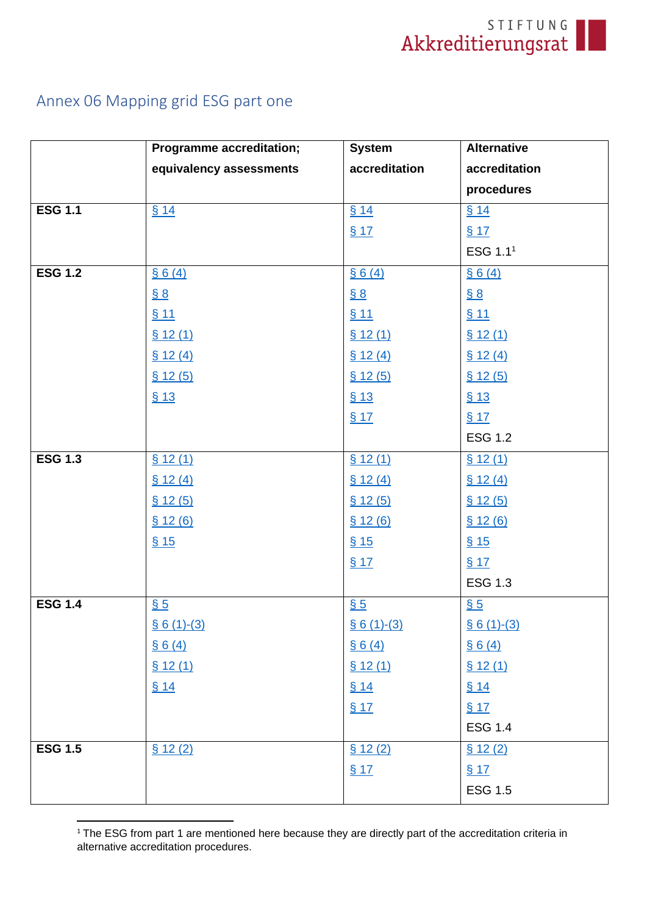## Annex 06 Mapping grid ESG part one

| | Programme accreditation; equivalency assessments | System accreditation | Alternative accreditation procedures |
|---|---|---|---|
| **ESG 1.1** | § 14 | § 14<br>§ 17 | § 14<br>§ 17<br>ESG 1.1[1] |
| **ESG 1.2** | § 6 (4)<br>§ 8<br>§ 11<br>§ 12 (1)<br>§ 12 (4)<br>§ 12 (5)<br>§ 13 | § 6 (4)<br>§ 8<br>§ 11<br>§ 12 (1)<br>§ 12 (4)<br>§ 12 (5)<br>§ 13<br>§ 17 | § 6 (4)<br>§ 8<br>§ 11<br>§ 12 (1)<br>§ 12 (4)<br>§ 12 (5)<br>§ 13<br>§ 17<br>ESG 1.2 |
| **ESG 1.3** | § 12 (1)<br>§ 12 (4)<br>§ 12 (5)<br>§ 12 (6)<br>§ 15 | § 12 (1)<br>§ 12 (4)<br>§ 12 (5)<br>§ 12 (6)<br>§ 15<br>§ 17 | § 12 (1)<br>§ 12 (4)<br>§ 12 (5)<br>§ 12 (6)<br>§ 15<br>§ 17<br>ESG 1.3 |
| **ESG 1.4** | § 5<br>§ 6 (1)-(3)<br>§ 6 (4)<br>§ 12 (1)<br>§ 14 | § 5<br>§ 6 (1)-(3)<br>§ 6 (4)<br>§ 12 (1)<br>§ 14<br>§ 17 | § 5<br>§ 6 (1)-(3)<br>§ 6 (4)<br>§ 12 (1)<br>§ 14<br>§ 17<br>ESG 1.4 |
| **ESG 1.5** | § 12 (2) | § 12 (2)<br>§ 17 | § 12 (2)<br>§ 17<br>ESG 1.5 |

[1] The ESG from part 1 are mentioned here because they are directly part of the accreditation criteria in alternative accreditation procedures.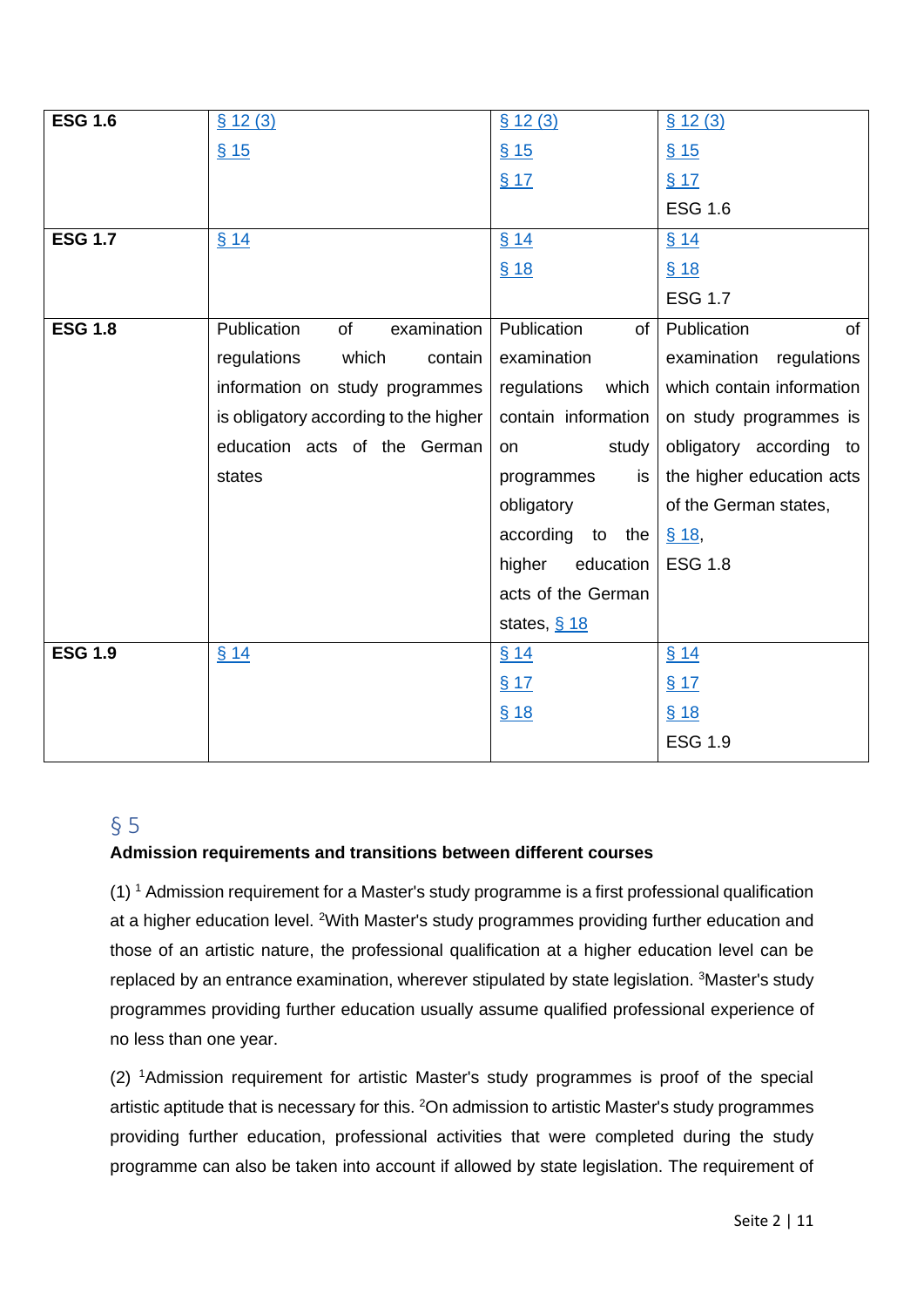| | | | |
|---|---|---|---|
| **ESG 1.6** | § 12 (3)<br>§ 15 | § 12 (3)<br>§ 15<br>§ 17 | § 12 (3)<br>§ 15<br>§ 17<br>ESG 1.6 |
| **ESG 1.7** | § 14 | § 14<br>§ 18 | § 14<br>§ 18<br>ESG 1.7 |
| **ESG 1.8** | Publication of examination regulations which contain information on study programmes is obligatory according to the higher education acts of the German states | Publication of examination regulations which contain information on study programmes is obligatory according to the higher education acts of the German states, § 18 | Publication of examination regulations which contain information on study programmes is obligatory according to the higher education acts of the German states, § 18, ESG 1.8 |
| **ESG 1.9** | § 14 | § 14<br>§ 17<br>§ 18 | § 14<br>§ 17<br>§ 18<br>ESG 1.9 |

## § 5

**Admission requirements and transitions between different courses**

(1) [1] Admission requirement for a Master's study programme is a first professional qualification at a higher education level. [2]With Master's study programmes providing further education and those of an artistic nature, the professional qualification at a higher education level can be replaced by an entrance examination, wherever stipulated by state legislation. [3]Master's study programmes providing further education usually assume qualified professional experience of no less than one year.

(2) [1]Admission requirement for artistic Master's study programmes is proof of the special artistic aptitude that is necessary for this. [2]On admission to artistic Master's study programmes providing further education, professional activities that were completed during the study programme can also be taken into account if allowed by state legislation. The requirement of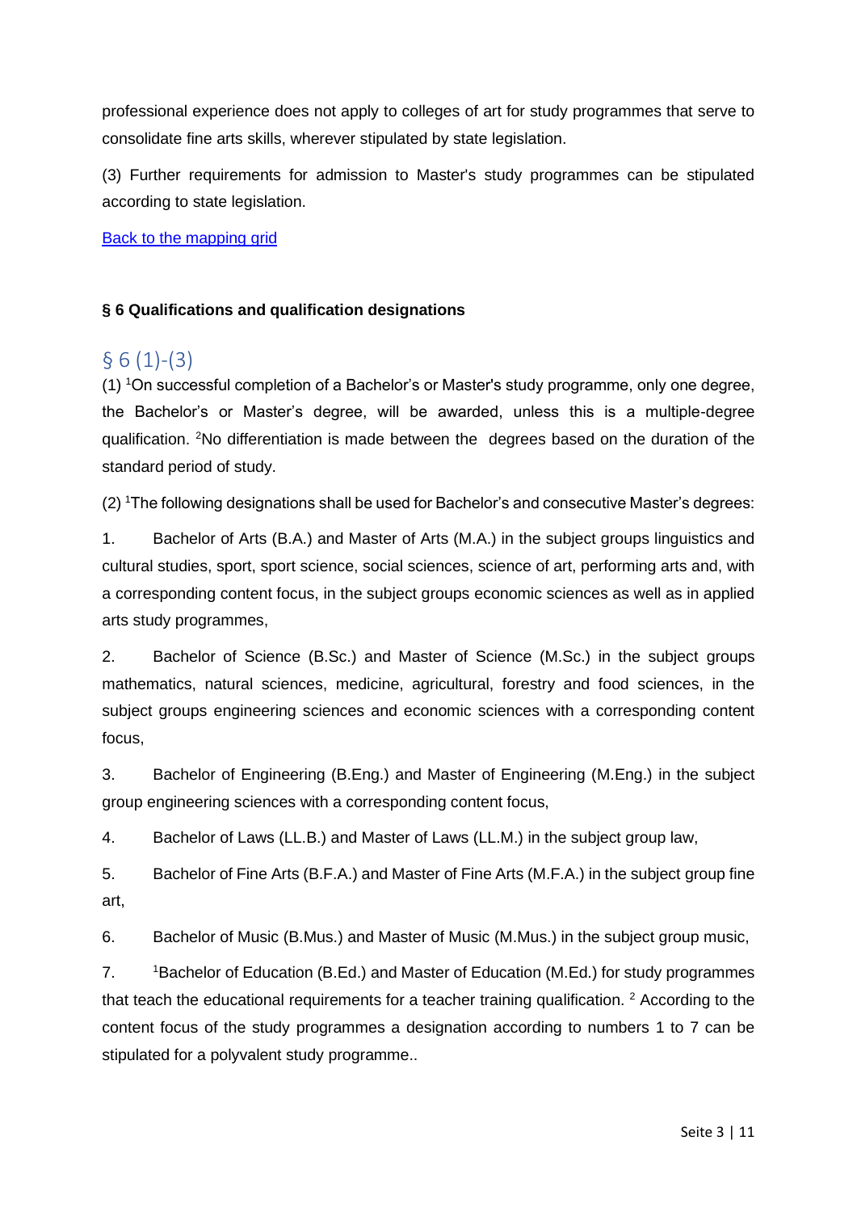professional experience does not apply to colleges of art for study programmes that serve to consolidate fine arts skills, wherever stipulated by state legislation.

(3) Further requirements for admission to Master's study programmes can be stipulated according to state legislation.

[Back to the mapping grid]

**§ 6 Qualifications and qualification designations**

## § 6 (1)-(3)

(1) [1]On successful completion of a Bachelor's or Master's study programme, only one degree, the Bachelor's or Master's degree, will be awarded, unless this is a multiple-degree qualification. [2]No differentiation is made between the degrees based on the duration of the standard period of study.

(2) [1]The following designations shall be used for Bachelor's and consecutive Master's degrees:

1. Bachelor of Arts (B.A.) and Master of Arts (M.A.) in the subject groups linguistics and cultural studies, sport, sport science, social sciences, science of art, performing arts and, with a corresponding content focus, in the subject groups economic sciences as well as in applied arts study programmes,

2. Bachelor of Science (B.Sc.) and Master of Science (M.Sc.) in the subject groups mathematics, natural sciences, medicine, agricultural, forestry and food sciences, in the subject groups engineering sciences and economic sciences with a corresponding content focus,

3. Bachelor of Engineering (B.Eng.) and Master of Engineering (M.Eng.) in the subject group engineering sciences with a corresponding content focus,

4. Bachelor of Laws (LL.B.) and Master of Laws (LL.M.) in the subject group law,

5. Bachelor of Fine Arts (B.F.A.) and Master of Fine Arts (M.F.A.) in the subject group fine art,

6. Bachelor of Music (B.Mus.) and Master of Music (M.Mus.) in the subject group music,

7. [1]Bachelor of Education (B.Ed.) and Master of Education (M.Ed.) for study programmes that teach the educational requirements for a teacher training qualification. [2] According to the content focus of the study programmes a designation according to numbers 1 to 7 can be stipulated for a polyvalent study programme..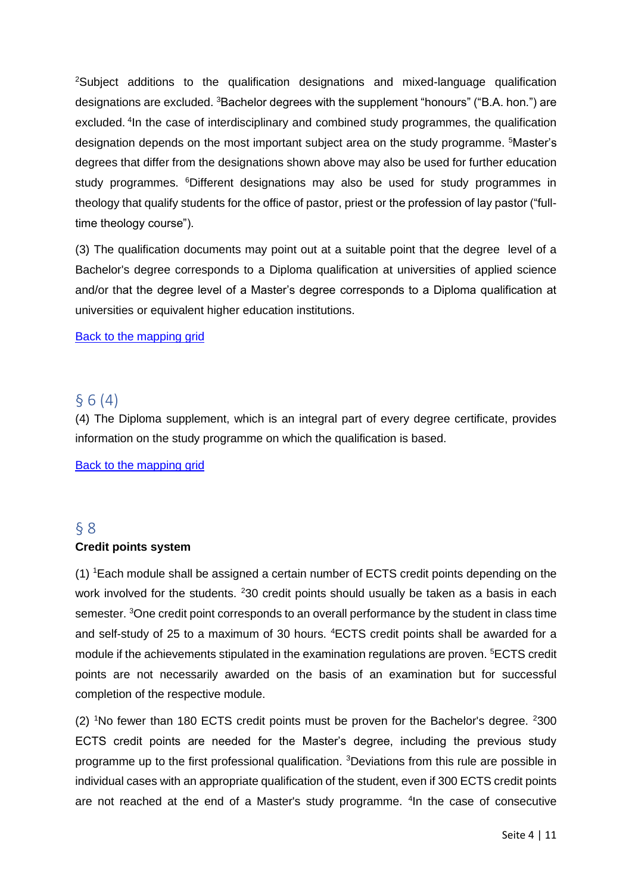[2]Subject additions to the qualification designations and mixed-language qualification designations are excluded. [3]Bachelor degrees with the supplement "honours" ("B.A. hon.") are excluded. [4]In the case of interdisciplinary and combined study programmes, the qualification designation depends on the most important subject area on the study programme. [5]Master's degrees that differ from the designations shown above may also be used for further education study programmes. [6]Different designations may also be used for study programmes in theology that qualify students for the office of pastor, priest or the profession of lay pastor ("full-time theology course").

(3) The qualification documents may point out at a suitable point that the degree level of a Bachelor's degree corresponds to a Diploma qualification at universities of applied science and/or that the degree level of a Master's degree corresponds to a Diploma qualification at universities or equivalent higher education institutions.

Back to the mapping grid

## § 6 (4)

(4) The Diploma supplement, which is an integral part of every degree certificate, provides information on the study programme on which the qualification is based.

Back to the mapping grid

## § 8

**Credit points system**

(1) [1]Each module shall be assigned a certain number of ECTS credit points depending on the work involved for the students. [2]30 credit points should usually be taken as a basis in each semester. [3]One credit point corresponds to an overall performance by the student in class time and self-study of 25 to a maximum of 30 hours. [4]ECTS credit points shall be awarded for a module if the achievements stipulated in the examination regulations are proven. [5]ECTS credit points are not necessarily awarded on the basis of an examination but for successful completion of the respective module.

(2) [1]No fewer than 180 ECTS credit points must be proven for the Bachelor's degree. [2]300 ECTS credit points are needed for the Master's degree, including the previous study programme up to the first professional qualification. [3]Deviations from this rule are possible in individual cases with an appropriate qualification of the student, even if 300 ECTS credit points are not reached at the end of a Master's study programme. [4]In the case of consecutive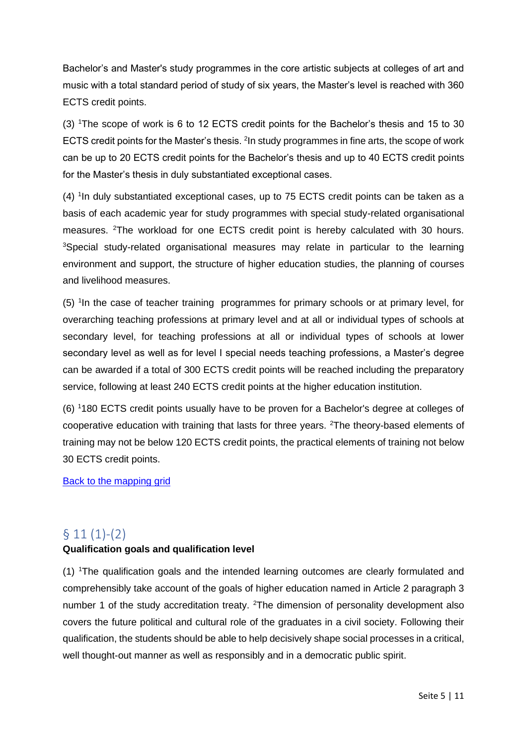Bachelor's and Master's study programmes in the core artistic subjects at colleges of art and music with a total standard period of study of six years, the Master's level is reached with 360 ECTS credit points.

(3) [1]The scope of work is 6 to 12 ECTS credit points for the Bachelor's thesis and 15 to 30 ECTS credit points for the Master's thesis. [2]In study programmes in fine arts, the scope of work can be up to 20 ECTS credit points for the Bachelor's thesis and up to 40 ECTS credit points for the Master's thesis in duly substantiated exceptional cases.

(4) [1]In duly substantiated exceptional cases, up to 75 ECTS credit points can be taken as a basis of each academic year for study programmes with special study-related organisational measures. [2]The workload for one ECTS credit point is hereby calculated with 30 hours. [3]Special study-related organisational measures may relate in particular to the learning environment and support, the structure of higher education studies, the planning of courses and livelihood measures.

(5) [1]In the case of teacher training programmes for primary schools or at primary level, for overarching teaching professions at primary level and at all or individual types of schools at secondary level, for teaching professions at all or individual types of schools at lower secondary level as well as for level I special needs teaching professions, a Master's degree can be awarded if a total of 300 ECTS credit points will be reached including the preparatory service, following at least 240 ECTS credit points at the higher education institution.

(6) [1]180 ECTS credit points usually have to be proven for a Bachelor's degree at colleges of cooperative education with training that lasts for three years. [2]The theory-based elements of training may not be below 120 ECTS credit points, the practical elements of training not below 30 ECTS credit points.

[Back to the mapping grid]

## § 11 (1)-(2)

**Qualification goals and qualification level**

(1) [1]The qualification goals and the intended learning outcomes are clearly formulated and comprehensibly take account of the goals of higher education named in Article 2 paragraph 3 number 1 of the study accreditation treaty. [2]The dimension of personality development also covers the future political and cultural role of the graduates in a civil society. Following their qualification, the students should be able to help decisively shape social processes in a critical, well thought-out manner as well as responsibly and in a democratic public spirit.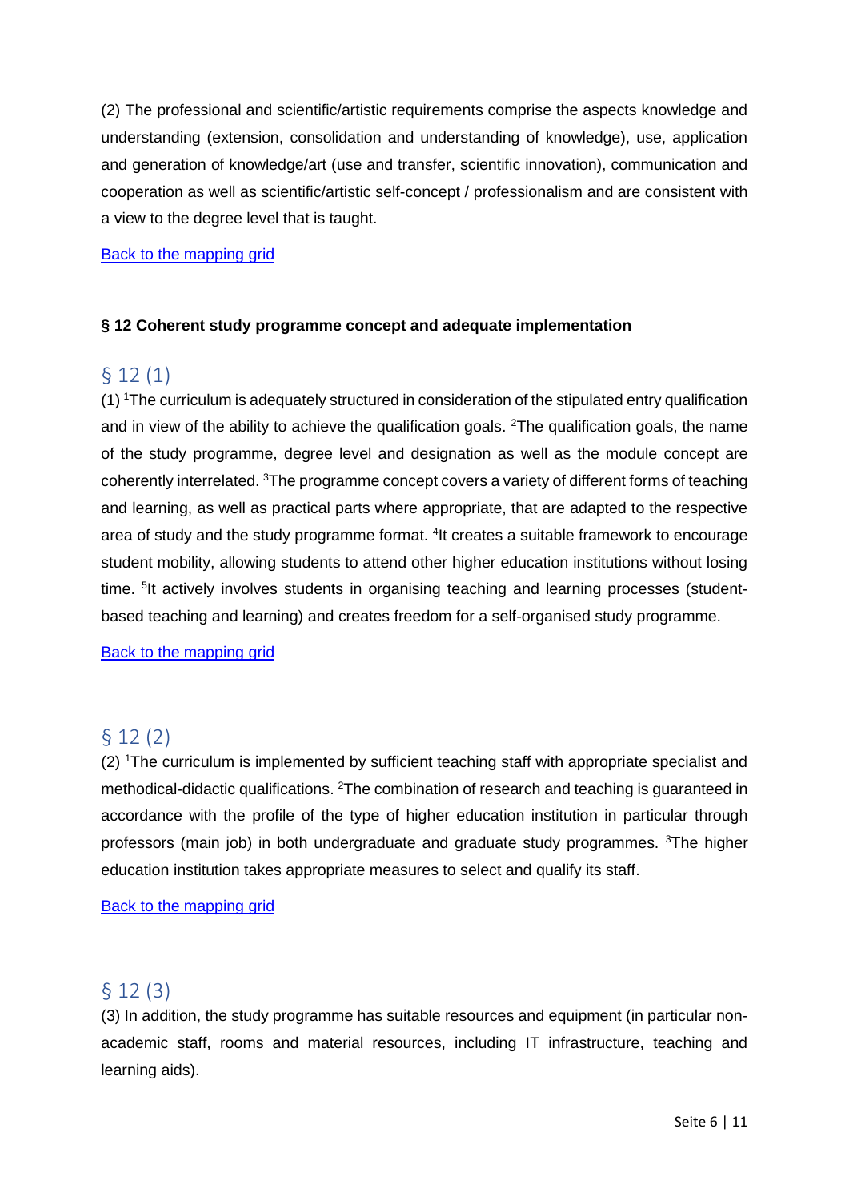(2) The professional and scientific/artistic requirements comprise the aspects knowledge and understanding (extension, consolidation and understanding of knowledge), use, application and generation of knowledge/art (use and transfer, scientific innovation), communication and cooperation as well as scientific/artistic self-concept / professionalism and are consistent with a view to the degree level that is taught.

Back to the mapping grid

**§ 12 Coherent study programme concept and adequate implementation**

## § 12 (1)

(1) [1]The curriculum is adequately structured in consideration of the stipulated entry qualification and in view of the ability to achieve the qualification goals. [2]The qualification goals, the name of the study programme, degree level and designation as well as the module concept are coherently interrelated. [3]The programme concept covers a variety of different forms of teaching and learning, as well as practical parts where appropriate, that are adapted to the respective area of study and the study programme format. [4]It creates a suitable framework to encourage student mobility, allowing students to attend other higher education institutions without losing time. [5]It actively involves students in organising teaching and learning processes (student-based teaching and learning) and creates freedom for a self-organised study programme.

Back to the mapping grid

## § 12 (2)

(2) [1]The curriculum is implemented by sufficient teaching staff with appropriate specialist and methodical-didactic qualifications. [2]The combination of research and teaching is guaranteed in accordance with the profile of the type of higher education institution in particular through professors (main job) in both undergraduate and graduate study programmes. [3]The higher education institution takes appropriate measures to select and qualify its staff.

Back to the mapping grid

## § 12 (3)

(3) In addition, the study programme has suitable resources and equipment (in particular non-academic staff, rooms and material resources, including IT infrastructure, teaching and learning aids).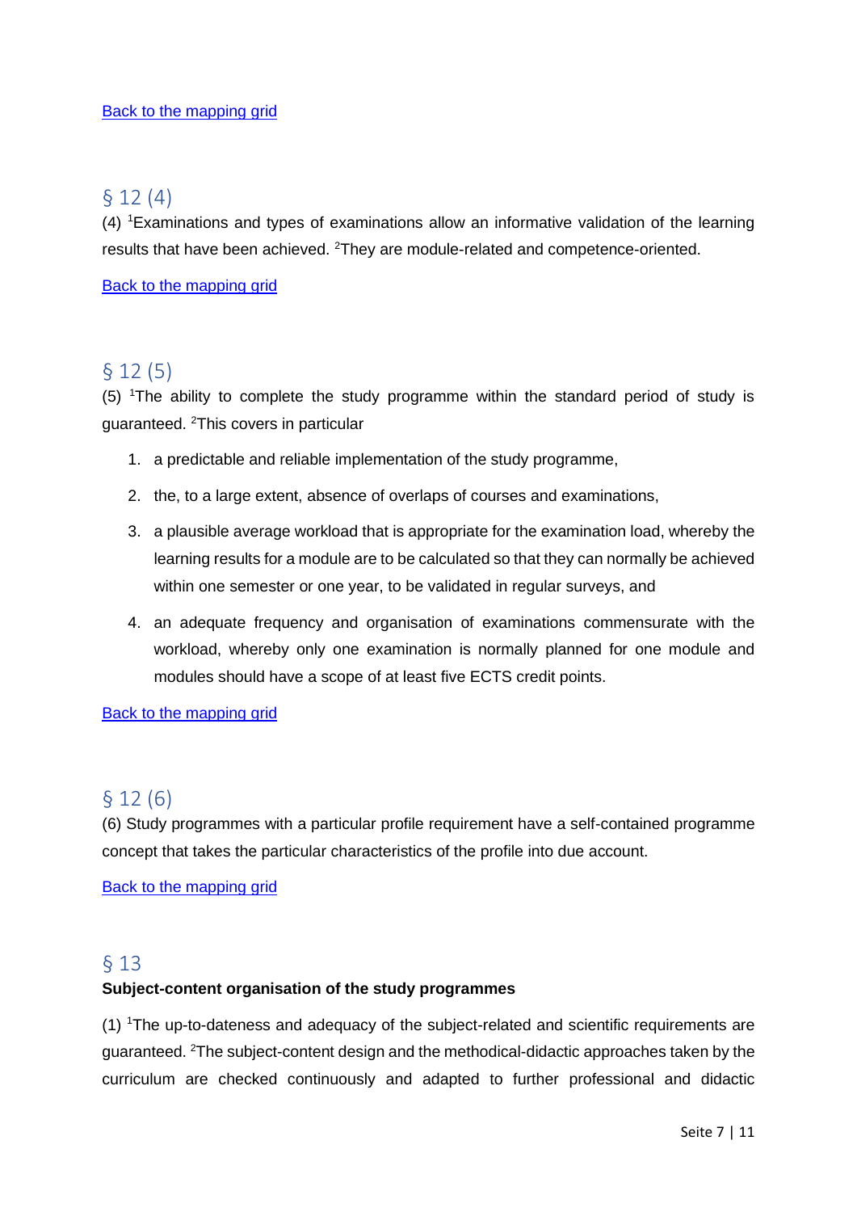Back to the mapping grid

## § 12 (4)

(4) [1]Examinations and types of examinations allow an informative validation of the learning results that have been achieved. [2]They are module-related and competence-oriented.

Back to the mapping grid

## § 12 (5)

(5) [1]The ability to complete the study programme within the standard period of study is guaranteed. [2]This covers in particular

1. a predictable and reliable implementation of the study programme,
2. the, to a large extent, absence of overlaps of courses and examinations,
3. a plausible average workload that is appropriate for the examination load, whereby the learning results for a module are to be calculated so that they can normally be achieved within one semester or one year, to be validated in regular surveys, and
4. an adequate frequency and organisation of examinations commensurate with the workload, whereby only one examination is normally planned for one module and modules should have a scope of at least five ECTS credit points.

Back to the mapping grid

## § 12 (6)

(6) Study programmes with a particular profile requirement have a self-contained programme concept that takes the particular characteristics of the profile into due account.

Back to the mapping grid

## § 13

**Subject-content organisation of the study programmes**

(1) [1]The up-to-dateness and adequacy of the subject-related and scientific requirements are guaranteed. [2]The subject-content design and the methodical-didactic approaches taken by the curriculum are checked continuously and adapted to further professional and didactic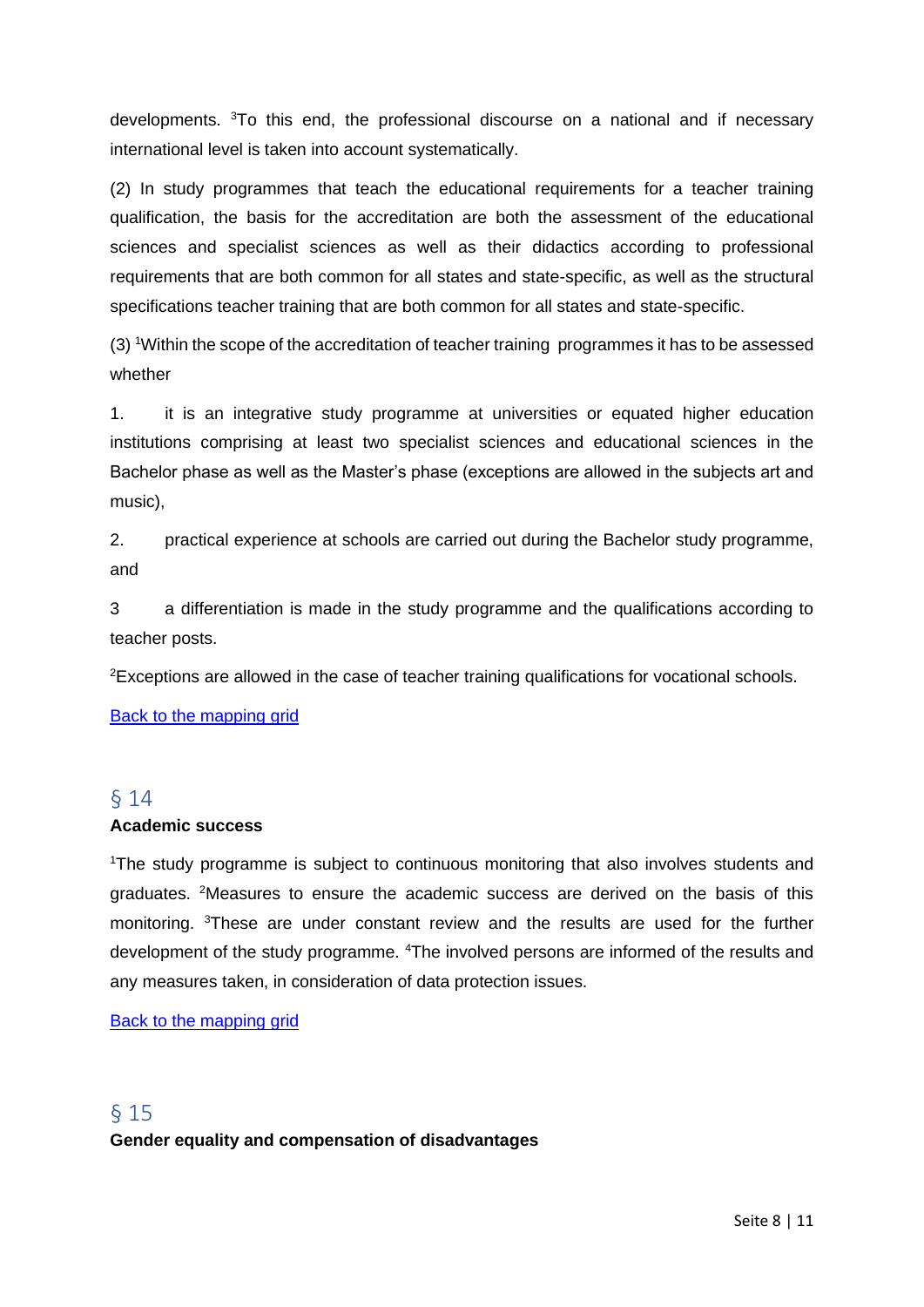developments. [3]To this end, the professional discourse on a national and if necessary international level is taken into account systematically.

(2) In study programmes that teach the educational requirements for a teacher training qualification, the basis for the accreditation are both the assessment of the educational sciences and specialist sciences as well as their didactics according to professional requirements that are both common for all states and state-specific, as well as the structural specifications teacher training that are both common for all states and state-specific.

(3) [1]Within the scope of the accreditation of teacher training programmes it has to be assessed whether

1. it is an integrative study programme at universities or equated higher education institutions comprising at least two specialist sciences and educational sciences in the Bachelor phase as well as the Master's phase (exceptions are allowed in the subjects art and music),

2. practical experience at schools are carried out during the Bachelor study programme, and

3 a differentiation is made in the study programme and the qualifications according to teacher posts.

[2]Exceptions are allowed in the case of teacher training qualifications for vocational schools.

Back to the mapping grid

## § 14

**Academic success**

[1]The study programme is subject to continuous monitoring that also involves students and graduates. [2]Measures to ensure the academic success are derived on the basis of this monitoring. [3]These are under constant review and the results are used for the further development of the study programme. [4]The involved persons are informed of the results and any measures taken, in consideration of data protection issues.

Back to the mapping grid

## § 15

**Gender equality and compensation of disadvantages**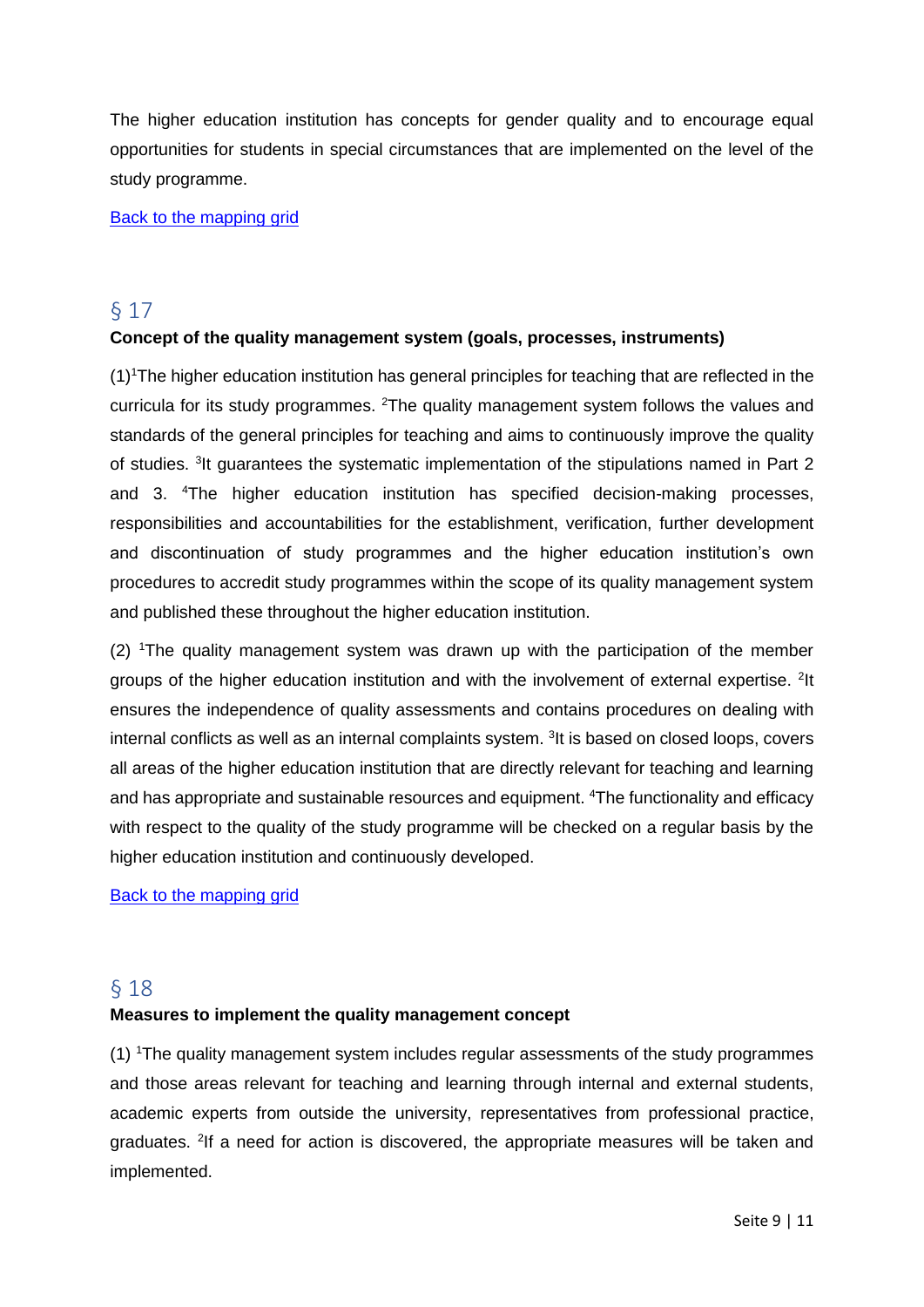The higher education institution has concepts for gender quality and to encourage equal opportunities for students in special circumstances that are implemented on the level of the study programme.

[Back to the mapping grid]

## § 17

**Concept of the quality management system (goals, processes, instruments)**

(1)[1]The higher education institution has general principles for teaching that are reflected in the curricula for its study programmes. [2]The quality management system follows the values and standards of the general principles for teaching and aims to continuously improve the quality of studies. [3]It guarantees the systematic implementation of the stipulations named in Part 2 and 3. [4]The higher education institution has specified decision-making processes, responsibilities and accountabilities for the establishment, verification, further development and discontinuation of study programmes and the higher education institution's own procedures to accredit study programmes within the scope of its quality management system and published these throughout the higher education institution.

(2) [1]The quality management system was drawn up with the participation of the member groups of the higher education institution and with the involvement of external expertise. [2]It ensures the independence of quality assessments and contains procedures on dealing with internal conflicts as well as an internal complaints system. [3]It is based on closed loops, covers all areas of the higher education institution that are directly relevant for teaching and learning and has appropriate and sustainable resources and equipment. [4]The functionality and efficacy with respect to the quality of the study programme will be checked on a regular basis by the higher education institution and continuously developed.

[Back to the mapping grid]

## § 18

**Measures to implement the quality management concept**

(1) [1]The quality management system includes regular assessments of the study programmes and those areas relevant for teaching and learning through internal and external students, academic experts from outside the university, representatives from professional practice, graduates. [2]If a need for action is discovered, the appropriate measures will be taken and implemented.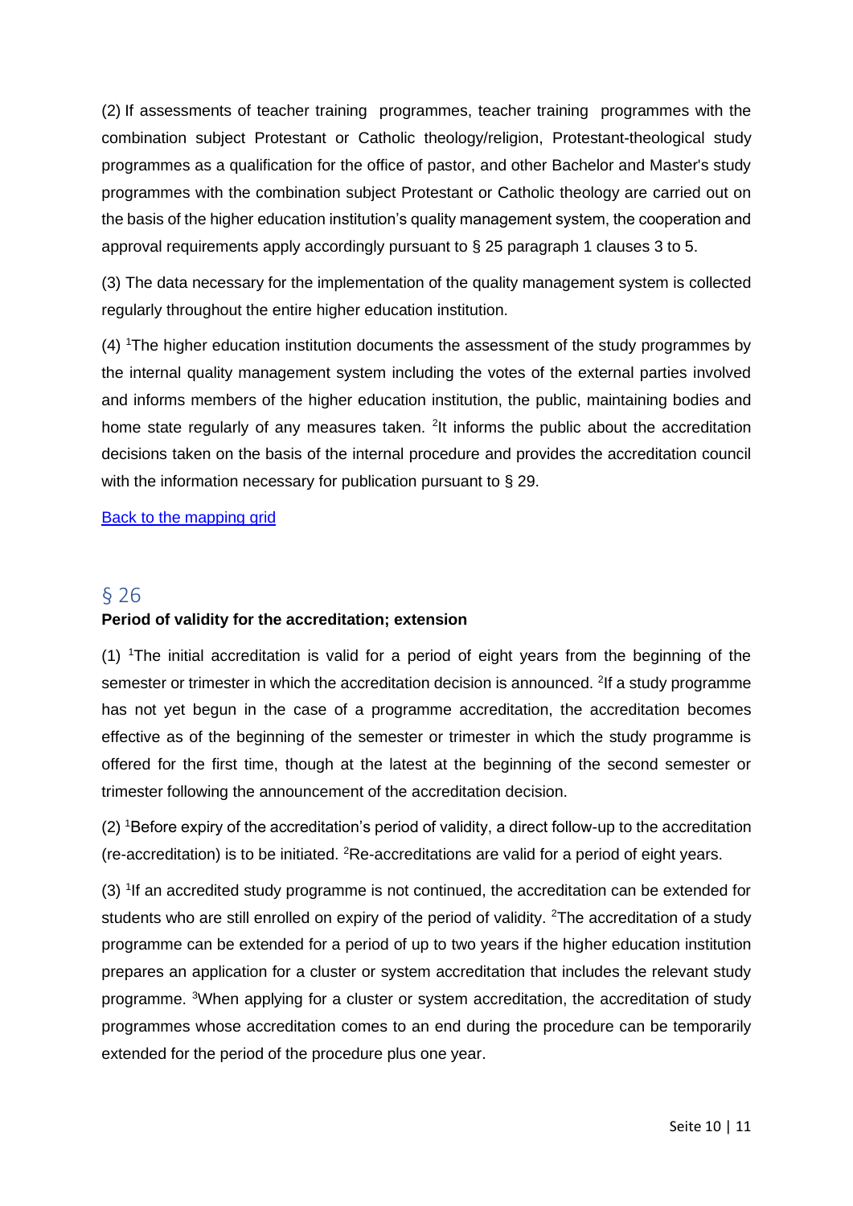(2) If assessments of teacher training programmes, teacher training programmes with the combination subject Protestant or Catholic theology/religion, Protestant-theological study programmes as a qualification for the office of pastor, and other Bachelor and Master's study programmes with the combination subject Protestant or Catholic theology are carried out on the basis of the higher education institution's quality management system, the cooperation and approval requirements apply accordingly pursuant to § 25 paragraph 1 clauses 3 to 5.

(3) The data necessary for the implementation of the quality management system is collected regularly throughout the entire higher education institution.

(4) [1]The higher education institution documents the assessment of the study programmes by the internal quality management system including the votes of the external parties involved and informs members of the higher education institution, the public, maintaining bodies and home state regularly of any measures taken. [2]It informs the public about the accreditation decisions taken on the basis of the internal procedure and provides the accreditation council with the information necessary for publication pursuant to § 29.

Back to the mapping grid

## § 26

**Period of validity for the accreditation; extension**

(1) [1]The initial accreditation is valid for a period of eight years from the beginning of the semester or trimester in which the accreditation decision is announced. [2]If a study programme has not yet begun in the case of a programme accreditation, the accreditation becomes effective as of the beginning of the semester or trimester in which the study programme is offered for the first time, though at the latest at the beginning of the second semester or trimester following the announcement of the accreditation decision.

(2) [1]Before expiry of the accreditation's period of validity, a direct follow-up to the accreditation (re-accreditation) is to be initiated. [2]Re-accreditations are valid for a period of eight years.

(3) [1]If an accredited study programme is not continued, the accreditation can be extended for students who are still enrolled on expiry of the period of validity. [2]The accreditation of a study programme can be extended for a period of up to two years if the higher education institution prepares an application for a cluster or system accreditation that includes the relevant study programme. [3]When applying for a cluster or system accreditation, the accreditation of study programmes whose accreditation comes to an end during the procedure can be temporarily extended for the period of the procedure plus one year.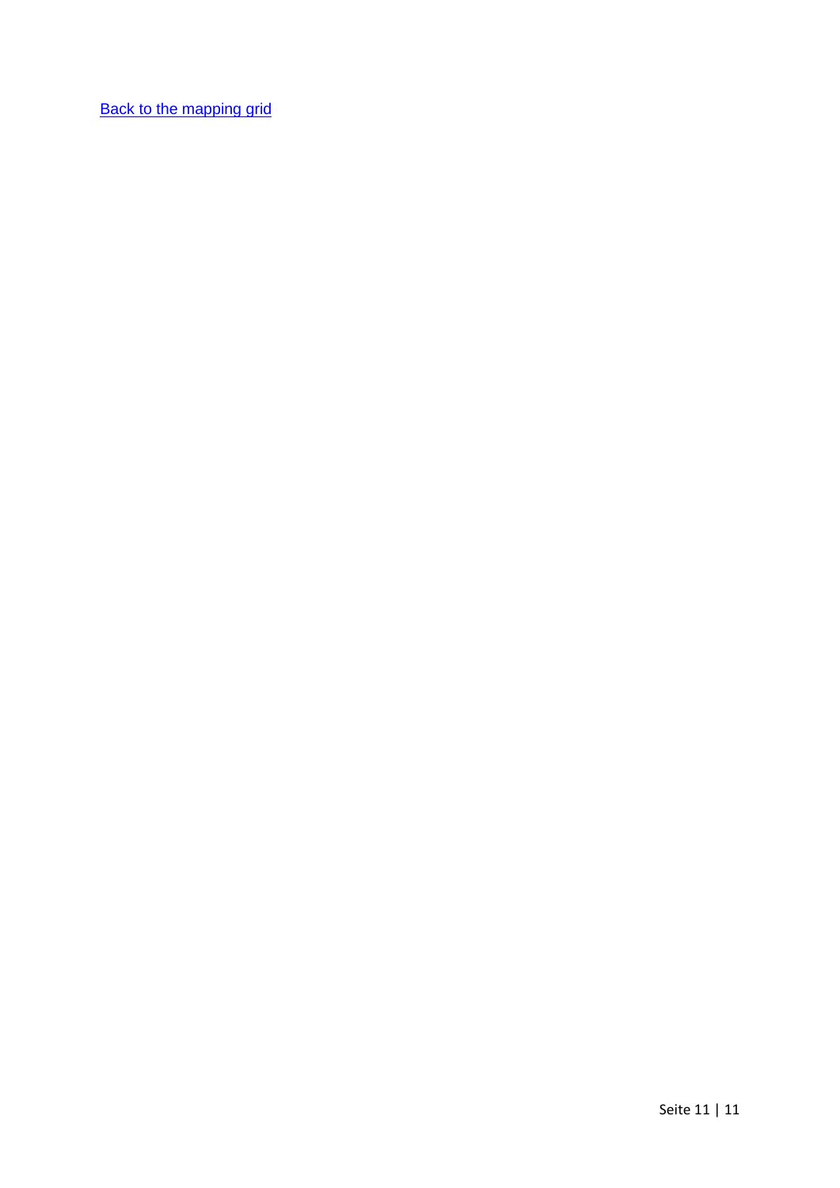Back to the mapping grid